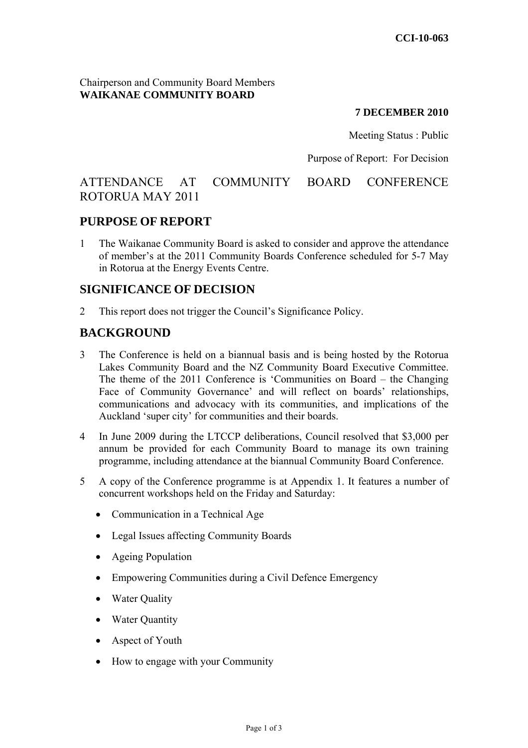**CCI-10-063**

Chairperson and Community Board Members
**WAIKANAE COMMUNITY BOARD**

**7 DECEMBER 2010**

Meeting Status : Public

Purpose of Report: For Decision

# ATTENDANCE AT COMMUNITY BOARD CONFERENCE ROTORUA MAY 2011

## PURPOSE OF REPORT

1 The Waikanae Community Board is asked to consider and approve the attendance of member's at the 2011 Community Boards Conference scheduled for 5-7 May in Rotorua at the Energy Events Centre.

## SIGNIFICANCE OF DECISION

2 This report does not trigger the Council's Significance Policy.

## BACKGROUND

3 The Conference is held on a biannual basis and is being hosted by the Rotorua Lakes Community Board and the NZ Community Board Executive Committee. The theme of the 2011 Conference is 'Communities on Board – the Changing Face of Community Governance' and will reflect on boards' relationships, communications and advocacy with its communities, and implications of the Auckland 'super city' for communities and their boards.

4 In June 2009 during the LTCCP deliberations, Council resolved that $3,000 per annum be provided for each Community Board to manage its own training programme, including attendance at the biannual Community Board Conference.

5 A copy of the Conference programme is at Appendix 1. It features a number of concurrent workshops held on the Friday and Saturday:

- Communication in a Technical Age
- Legal Issues affecting Community Boards
- Ageing Population
- Empowering Communities during a Civil Defence Emergency
- Water Quality
- Water Quantity
- Aspect of Youth
- How to engage with your Community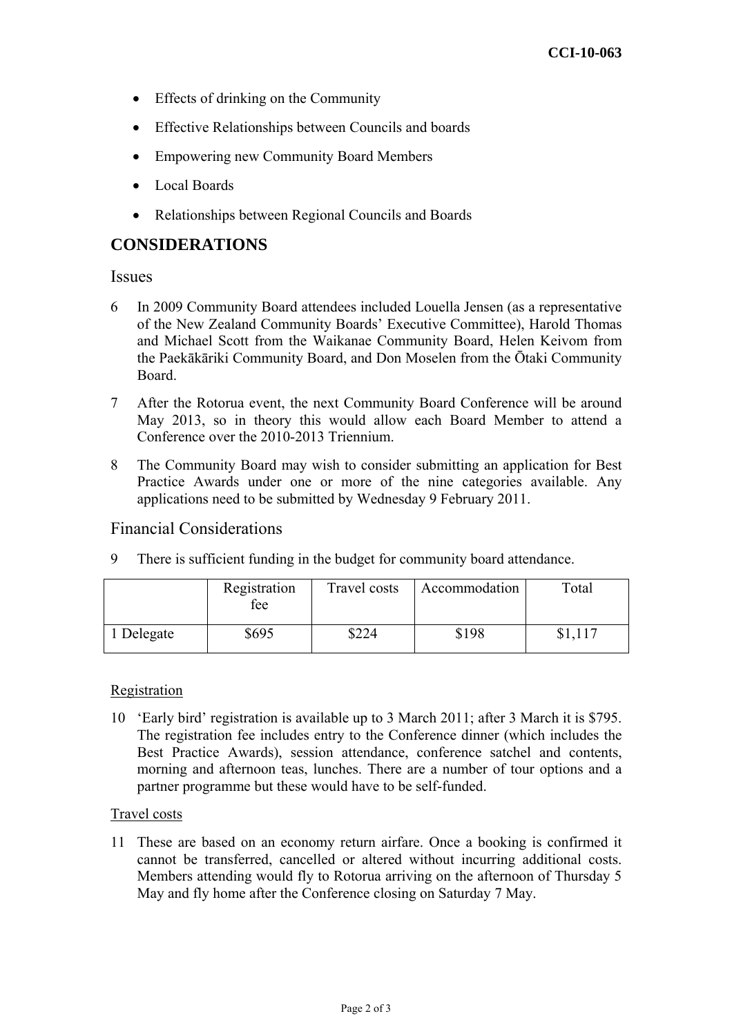- Effects of drinking on the Community
- Effective Relationships between Councils and boards
- Empowering new Community Board Members
- Local Boards
- Relationships between Regional Councils and Boards

## CONSIDERATIONS

### Issues

6 In 2009 Community Board attendees included Louella Jensen (as a representative of the New Zealand Community Boards' Executive Committee), Harold Thomas and Michael Scott from the Waikanae Community Board, Helen Keivom from the Paekākāriki Community Board, and Don Moselen from the Ōtaki Community Board.

7 After the Rotorua event, the next Community Board Conference will be around May 2013, so in theory this would allow each Board Member to attend a Conference over the 2010-2013 Triennium.

8 The Community Board may wish to consider submitting an application for Best Practice Awards under one or more of the nine categories available. Any applications need to be submitted by Wednesday 9 February 2011.

### Financial Considerations

9 There is sufficient funding in the budget for community board attendance.

| | Registration fee | Travel costs | Accommodation | Total |
|---|---|---|---|---|
| 1 Delegate | \$695 | \$224 | \$198 | \$1,117 |

Registration

10 'Early bird' registration is available up to 3 March 2011; after 3 March it is \$795. The registration fee includes entry to the Conference dinner (which includes the Best Practice Awards), session attendance, conference satchel and contents, morning and afternoon teas, lunches. There are a number of tour options and a partner programme but these would have to be self-funded.

Travel costs

11 These are based on an economy return airfare. Once a booking is confirmed it cannot be transferred, cancelled or altered without incurring additional costs. Members attending would fly to Rotorua arriving on the afternoon of Thursday 5 May and fly home after the Conference closing on Saturday 7 May.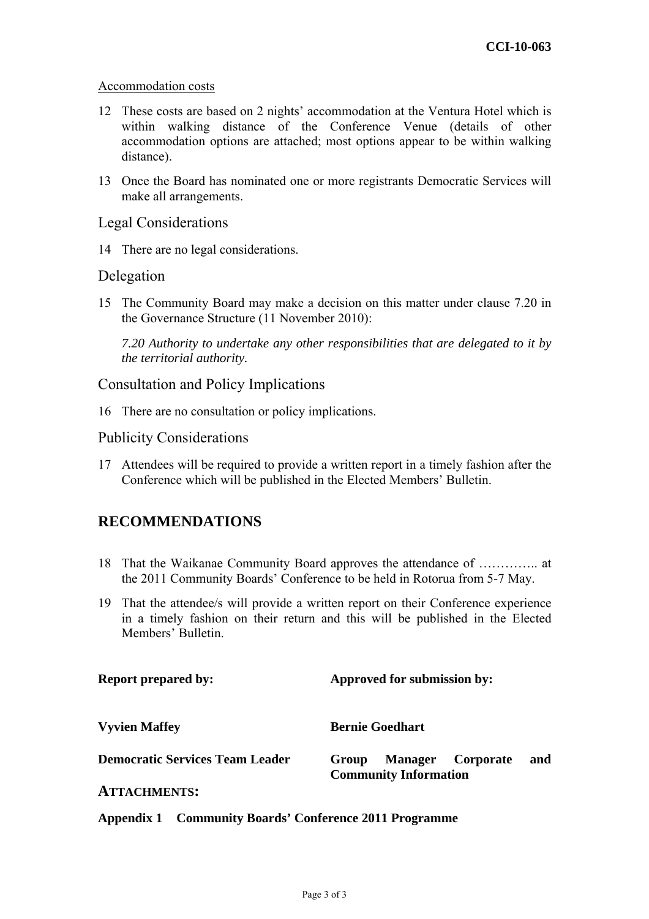Accommodation costs

12 These costs are based on 2 nights' accommodation at the Ventura Hotel which is within walking distance of the Conference Venue (details of other accommodation options are attached; most options appear to be within walking distance).

13 Once the Board has nominated one or more registrants Democratic Services will make all arrangements.

## Legal Considerations

14 There are no legal considerations.

## Delegation

15 The Community Board may make a decision on this matter under clause 7.20 in the Governance Structure (11 November 2010):

*7.20 Authority to undertake any other responsibilities that are delegated to it by the territorial authority.*

## Consultation and Policy Implications

16 There are no consultation or policy implications.

## Publicity Considerations

17 Attendees will be required to provide a written report in a timely fashion after the Conference which will be published in the Elected Members' Bulletin.

# RECOMMENDATIONS

18 That the Waikanae Community Board approves the attendance of ………….. at the 2011 Community Boards' Conference to be held in Rotorua from 5-7 May.

19 That the attendee/s will provide a written report on their Conference experience in a timely fashion on their return and this will be published in the Elected Members' Bulletin.

| | |
|---|---|
| **Report prepared by:** | **Approved for submission by:** |
| **Vyvien Maffey** | **Bernie Goedhart** |
| **Democratic Services Team Leader** | **Group Manager Corporate and Community Information** |

**ATTACHMENTS:**

**Appendix 1 Community Boards' Conference 2011 Programme**